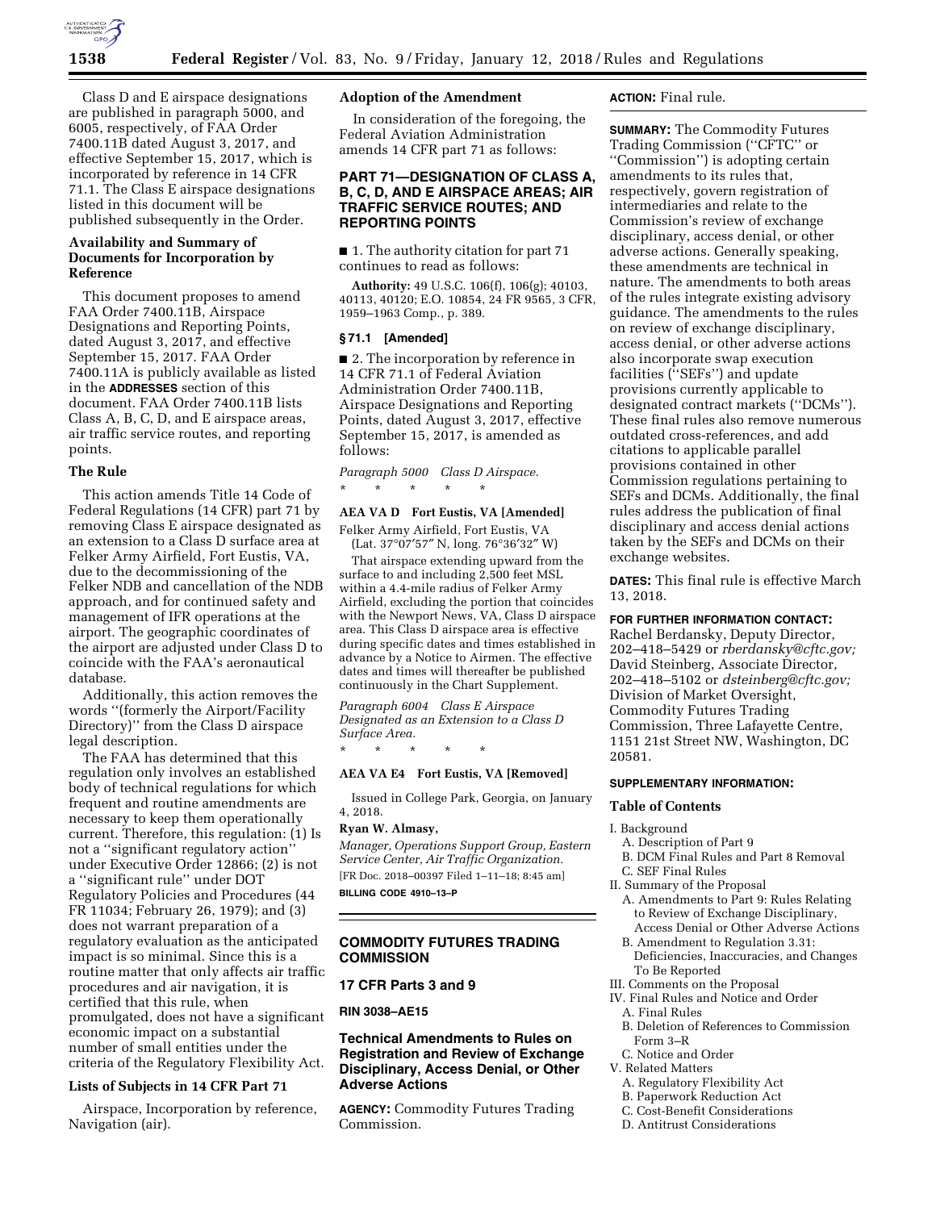Class D and E airspace designations are published in paragraph 5000, and 6005, respectively, of FAA Order 7400.11B dated August 3, 2017, and effective September 15, 2017, which is incorporated by reference in 14 CFR 71.1. The Class E airspace designations listed in this document will be published subsequently in the Order.

### Availability and Summary of Documents for Incorporation by Reference

This document proposes to amend FAA Order 7400.11B, Airspace Designations and Reporting Points, dated August 3, 2017, and effective September 15, 2017. FAA Order 7400.11A is publicly available as listed in the **ADDRESSES** section of this document. FAA Order 7400.11B lists Class A, B, C, D, and E airspace areas, air traffic service routes, and reporting points.

### The Rule

This action amends Title 14 Code of Federal Regulations (14 CFR) part 71 by removing Class E airspace designated as an extension to a Class D surface area at Felker Army Airfield, Fort Eustis, VA, due to the decommissioning of the Felker NDB and cancellation of the NDB approach, and for continued safety and management of IFR operations at the airport. The geographic coordinates of the airport are adjusted under Class D to coincide with the FAA's aeronautical database.

Additionally, this action removes the words ''(formerly the Airport/Facility Directory)'' from the Class D airspace legal description.

The FAA has determined that this regulation only involves an established body of technical regulations for which frequent and routine amendments are necessary to keep them operationally current. Therefore, this regulation: (1) Is not a ''significant regulatory action'' under Executive Order 12866; (2) is not a ''significant rule'' under DOT Regulatory Policies and Procedures (44 FR 11034; February 26, 1979); and (3) does not warrant preparation of a regulatory evaluation as the anticipated impact is so minimal. Since this is a routine matter that only affects air traffic procedures and air navigation, it is certified that this rule, when promulgated, does not have a significant economic impact on a substantial number of small entities under the criteria of the Regulatory Flexibility Act.

### Lists of Subjects in 14 CFR Part 71

Airspace, Incorporation by reference, Navigation (air).

### Adoption of the Amendment

In consideration of the foregoing, the Federal Aviation Administration amends 14 CFR part 71 as follows:

## PART 71—DESIGNATION OF CLASS A, B, C, D, AND E AIRSPACE AREAS; AIR TRAFFIC SERVICE ROUTES; AND REPORTING POINTS

■ 1. The authority citation for part 71 continues to read as follows:

**Authority:** 49 U.S.C. 106(f), 106(g); 40103, 40113, 40120; E.O. 10854, 24 FR 9565, 3 CFR, 1959–1963 Comp., p. 389.

### § 71.1 [Amended]

■ 2. The incorporation by reference in 14 CFR 71.1 of Federal Aviation Administration Order 7400.11B, Airspace Designations and Reporting Points, dated August 3, 2017, effective September 15, 2017, is amended as follows:

*Paragraph 5000 Class D Airspace.*

\* \* \* \* \*

**AEA VA D Fort Eustis, VA [Amended]**

Felker Army Airfield, Fort Eustis, VA
(Lat. 37°07′57″ N, long. 76°36′32″ W)

That airspace extending upward from the surface to and including 2,500 feet MSL within a 4.4-mile radius of Felker Army Airfield, excluding the portion that coincides with the Newport News, VA, Class D airspace area. This Class D airspace area is effective during specific dates and times established in advance by a Notice to Airmen. The effective dates and times will thereafter be published continuously in the Chart Supplement.

*Paragraph 6004 Class E Airspace Designated as an Extension to a Class D Surface Area.*

\* \* \* \* \*

**AEA VA E4 Fort Eustis, VA [Removed]**

Issued in College Park, Georgia, on January 4, 2018.

**Ryan W. Almasy,**

*Manager, Operations Support Group, Eastern Service Center, Air Traffic Organization.*

[FR Doc. 2018–00397 Filed 1–11–18; 8:45 am]

**BILLING CODE 4910–13–P**

---

## COMMODITY FUTURES TRADING COMMISSION

### 17 CFR Parts 3 and 9

### RIN 3038–AE15

## Technical Amendments to Rules on Registration and Review of Exchange Disciplinary, Access Denial, or Other Adverse Actions

**AGENCY:** Commodity Futures Trading Commission.

**ACTION:** Final rule.

**SUMMARY:** The Commodity Futures Trading Commission (''CFTC'' or ''Commission'') is adopting certain amendments to its rules that, respectively, govern registration of intermediaries and relate to the Commission's review of exchange disciplinary, access denial, or other adverse actions. Generally speaking, these amendments are technical in nature. The amendments to both areas of the rules integrate existing advisory guidance. The amendments to the rules on review of exchange disciplinary, access denial, or other adverse actions also incorporate swap execution facilities (''SEFs'') and update provisions currently applicable to designated contract markets (''DCMs''). These final rules also remove numerous outdated cross-references, and add citations to applicable parallel provisions contained in other Commission regulations pertaining to SEFs and DCMs. Additionally, the final rules address the publication of final disciplinary and access denial actions taken by the SEFs and DCMs on their exchange websites.

**DATES:** This final rule is effective March 13, 2018.

**FOR FURTHER INFORMATION CONTACT:** Rachel Berdansky, Deputy Director, 202–418–5429 or *rberdansky@cftc.gov;* David Steinberg, Associate Director, 202–418–5102 or *dsteinberg@cftc.gov;* Division of Market Oversight, Commodity Futures Trading Commission, Three Lafayette Centre, 1151 21st Street NW, Washington, DC 20581.

**SUPPLEMENTARY INFORMATION:**

### Table of Contents

I. Background
 A. Description of Part 9
 B. DCM Final Rules and Part 8 Removal
 C. SEF Final Rules
II. Summary of the Proposal
 A. Amendments to Part 9: Rules Relating to Review of Exchange Disciplinary, Access Denial or Other Adverse Actions
 B. Amendment to Regulation 3.31: Deficiencies, Inaccuracies, and Changes To Be Reported
III. Comments on the Proposal
IV. Final Rules and Notice and Order
 A. Final Rules
 B. Deletion of References to Commission Form 3–R
 C. Notice and Order
V. Related Matters
 A. Regulatory Flexibility Act
 B. Paperwork Reduction Act
 C. Cost-Benefit Considerations
 D. Antitrust Considerations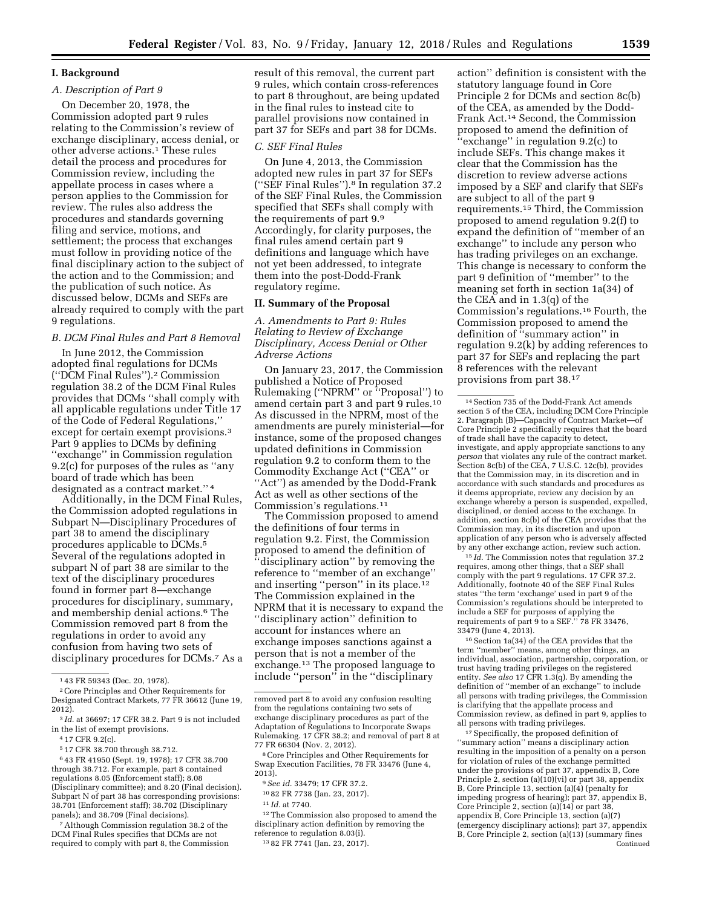## I. Background

### A. Description of Part 9

On December 20, 1978, the Commission adopted part 9 rules relating to the Commission's review of exchange disciplinary, access denial, or other adverse actions.[1] These rules detail the process and procedures for Commission review, including the appellate process in cases where a person applies to the Commission for review. The rules also address the procedures and standards governing filing and service, motions, and settlement; the process that exchanges must follow in providing notice of the final disciplinary action to the subject of the action and to the Commission; and the publication of such notice. As discussed below, DCMs and SEFs are already required to comply with the part 9 regulations.

### B. DCM Final Rules and Part 8 Removal

In June 2012, the Commission adopted final regulations for DCMs (''DCM Final Rules'').[2] Commission regulation 38.2 of the DCM Final Rules provides that DCMs ''shall comply with all applicable regulations under Title 17 of the Code of Federal Regulations,'' except for certain exempt provisions.[3] Part 9 applies to DCMs by defining ''exchange'' in Commission regulation 9.2(c) for purposes of the rules as ''any board of trade which has been designated as a contract market.''[4]

Additionally, in the DCM Final Rules, the Commission adopted regulations in Subpart N—Disciplinary Procedures of part 38 to amend the disciplinary procedures applicable to DCMs.[5] Several of the regulations adopted in subpart N of part 38 are similar to the text of the disciplinary procedures found in former part 8—exchange procedures for disciplinary, summary, and membership denial actions.[6] The Commission removed part 8 from the regulations in order to avoid any confusion from having two sets of disciplinary procedures for DCMs.[7] As a result of this removal, the current part 9 rules, which contain cross-references to part 8 throughout, are being updated in the final rules to instead cite to parallel provisions now contained in part 37 for SEFs and part 38 for DCMs.

### C. SEF Final Rules

On June 4, 2013, the Commission adopted new rules in part 37 for SEFs (''SEF Final Rules'').[8] In regulation 37.2 of the SEF Final Rules, the Commission specified that SEFs shall comply with the requirements of part 9.[9] Accordingly, for clarity purposes, the final rules amend certain part 9 definitions and language which have not yet been addressed, to integrate them into the post-Dodd-Frank regulatory regime.

## II. Summary of the Proposal

### A. Amendments to Part 9: Rules Relating to Review of Exchange Disciplinary, Access Denial or Other Adverse Actions

On January 23, 2017, the Commission published a Notice of Proposed Rulemaking (''NPRM'' or ''Proposal'') to amend certain part 3 and part 9 rules.[10] As discussed in the NPRM, most of the amendments are purely ministerial—for instance, some of the proposed changes updated definitions in Commission regulation 9.2 to conform them to the Commodity Exchange Act (''CEA'' or ''Act'') as amended by the Dodd-Frank Act as well as other sections of the Commission's regulations.[11]

The Commission proposed to amend the definitions of four terms in regulation 9.2. First, the Commission proposed to amend the definition of ''disciplinary action'' by removing the reference to ''member of an exchange'' and inserting ''person'' in its place.[12] The Commission explained in the NPRM that it is necessary to expand the ''disciplinary action'' definition to account for instances where an exchange imposes sanctions against a person that is not a member of the exchange.[13] The proposed language to include ''person'' in the ''disciplinary action'' definition is consistent with the statutory language found in Core Principle 2 for DCMs and section 8c(b) of the CEA, as amended by the Dodd-Frank Act.[14] Second, the Commission proposed to amend the definition of ''exchange'' in regulation 9.2(c) to include SEFs. This change makes it clear that the Commission has the discretion to review adverse actions imposed by a SEF and clarify that SEFs are subject to all of the part 9 requirements.[15] Third, the Commission proposed to amend regulation 9.2(f) to expand the definition of ''member of an exchange'' to include any person who has trading privileges on an exchange. This change is necessary to conform the part 9 definition of ''member'' to the meaning set forth in section 1a(34) of the CEA and in 1.3(q) of the Commission's regulations.[16] Fourth, the Commission proposed to amend the definition of ''summary action'' in regulation 9.2(k) by adding references to part 37 for SEFs and replacing the part 8 references with the relevant provisions from part 38.[17]

---

[1] 43 FR 59343 (Dec. 20, 1978).

[2] Core Principles and Other Requirements for Designated Contract Markets, 77 FR 36612 (June 19, 2012).

[3] *Id.* at 36697; 17 CFR 38.2. Part 9 is not included in the list of exempt provisions.

[4] 17 CFR 9.2(c).

[5] 17 CFR 38.700 through 38.712.

[6] 43 FR 41950 (Sept. 19, 1978); 17 CFR 38.700 through 38.712. For example, part 8 contained regulations 8.05 (Enforcement staff); 8.08 (Disciplinary committee); and 8.20 (Final decision). Subpart N of part 38 has corresponding provisions: 38.701 (Enforcement staff); 38.702 (Disciplinary panels); and 38.709 (Final decisions).

[7] Although Commission regulation 38.2 of the DCM Final Rules specifies that DCMs are not required to comply with part 8, the Commission removed part 8 to avoid any confusion resulting from the regulations containing two sets of exchange disciplinary procedures as part of the Adaptation of Regulations to Incorporate Swaps Rulemaking. 17 CFR 38.2; and removal of part 8 at 77 FR 66304 (Nov. 2, 2012).

[8] Core Principles and Other Requirements for Swap Execution Facilities, 78 FR 33476 (June 4, 2013).

[9] *See id.* 33479; 17 CFR 37.2.

[10] 82 FR 7738 (Jan. 23, 2017).

[11] *Id.* at 7740.

[12] The Commission also proposed to amend the disciplinary action definition by removing the reference to regulation 8.03(i).

[13] 82 FR 7741 (Jan. 23, 2017).

[14] Section 735 of the Dodd-Frank Act amends section 5 of the CEA, including DCM Core Principle 2. Paragraph (B)—Capacity of Contract Market—of Core Principle 2 specifically requires that the board of trade shall have the capacity to detect, investigate, and apply appropriate sanctions to any *person* that violates any rule of the contract market. Section 8c(b) of the CEA, 7 U.S.C. 12c(b), provides that the Commission may, in its discretion and in accordance with such standards and procedures as it deems appropriate, review any decision by an exchange whereby a person is suspended, expelled, disciplined, or denied access to the exchange. In addition, section 8c(b) of the CEA provides that the Commission may, in its discretion and upon application of any person who is adversely affected by any other exchange action, review such action.

[15] *Id.* The Commission notes that regulation 37.2 requires, among other things, that a SEF shall comply with the part 9 regulations. 17 CFR 37.2. Additionally, footnote 40 of the SEF Final Rules states ''the term 'exchange' used in part 9 of the Commission's regulations should be interpreted to include a SEF for purposes of applying the requirements of part 9 to a SEF.'' 78 FR 33476, 33479 (June 4, 2013).

[16] Section 1a(34) of the CEA provides that the term ''member'' means, among other things, an individual, association, partnership, corporation, or trust having trading privileges on the registered entity. *See also* 17 CFR 1.3(q). By amending the definition of ''member of an exchange'' to include all persons with trading privileges, the Commission is clarifying that the appellate process and Commission review, as defined in part 9, applies to all persons with trading privileges.

[17] Specifically, the proposed definition of ''summary action'' means a disciplinary action resulting in the imposition of a penalty on a person for violation of rules of the exchange permitted under the provisions of part 37, appendix B, Core Principle 2, section (a)(10)(vi) or part 38, appendix B, Core Principle 13, section (a)(4) (penalty for impeding progress of hearing); part 37, appendix B, Core Principle 2, section (a)(14) or part 38, appendix B, Core Principle 13, section (a)(7) (emergency disciplinary actions); part 37, appendix B, Core Principle 2, section (a)(13) (summary fines
Continued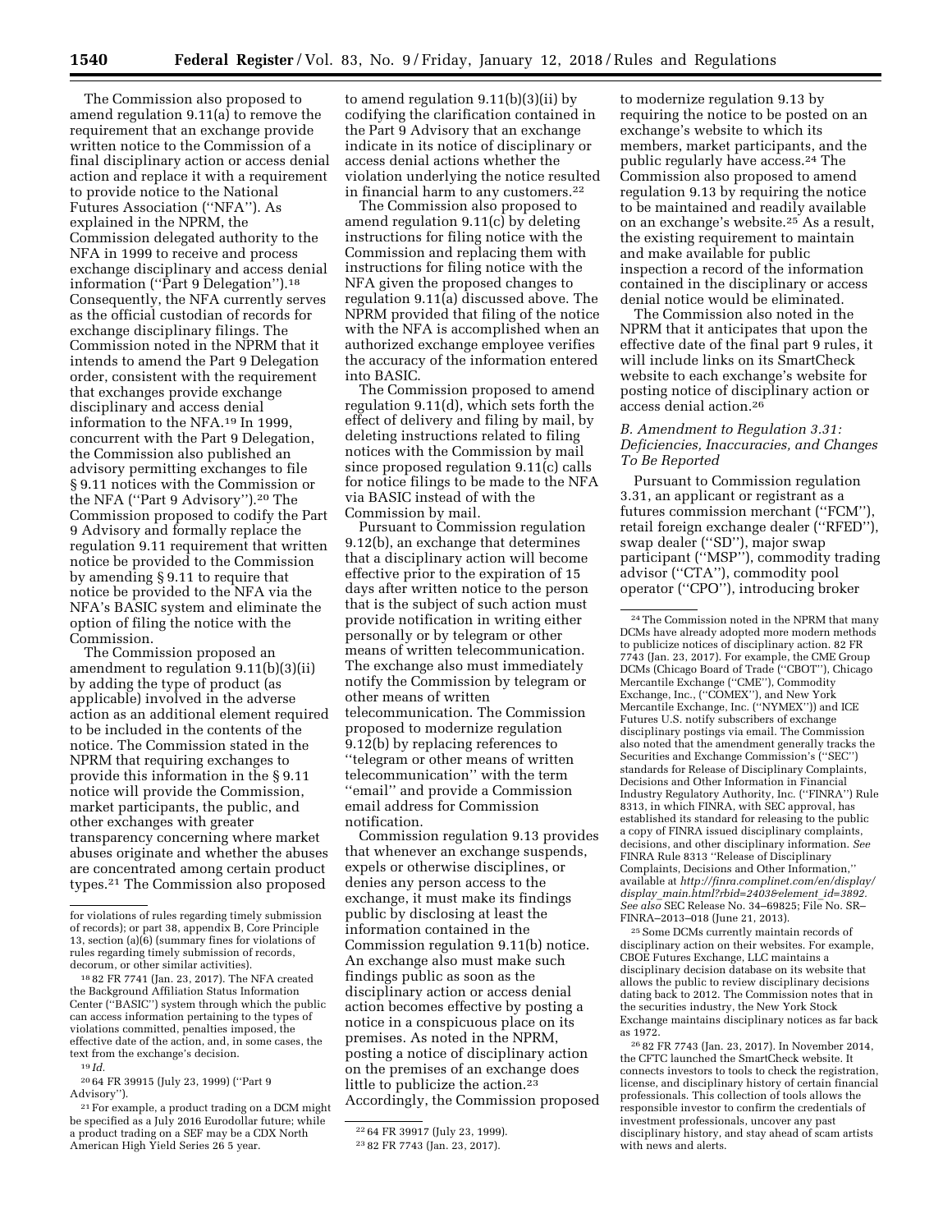The Commission also proposed to amend regulation 9.11(a) to remove the requirement that an exchange provide written notice to the Commission of a final disciplinary action or access denial action and replace it with a requirement to provide notice to the National Futures Association (''NFA''). As explained in the NPRM, the Commission delegated authority to the NFA in 1999 to receive and process exchange disciplinary and access denial information (''Part 9 Delegation'').[18] Consequently, the NFA currently serves as the official custodian of records for exchange disciplinary filings. The Commission noted in the NPRM that it intends to amend the Part 9 Delegation order, consistent with the requirement that exchanges provide exchange disciplinary and access denial information to the NFA.[19] In 1999, concurrent with the Part 9 Delegation, the Commission also published an advisory permitting exchanges to file § 9.11 notices with the Commission or the NFA (''Part 9 Advisory'').[20] The Commission proposed to codify the Part 9 Advisory and formally replace the regulation 9.11 requirement that written notice be provided to the Commission by amending § 9.11 to require that notice be provided to the NFA via the NFA's BASIC system and eliminate the option of filing the notice with the Commission.

The Commission proposed an amendment to regulation 9.11(b)(3)(ii) by adding the type of product (as applicable) involved in the adverse action as an additional element required to be included in the contents of the notice. The Commission stated in the NPRM that requiring exchanges to provide this information in the § 9.11 notice will provide the Commission, market participants, the public, and other exchanges with greater transparency concerning where market abuses originate and whether the abuses are concentrated among certain product types.[21] The Commission also proposed to amend regulation 9.11(b)(3)(ii) by codifying the clarification contained in the Part 9 Advisory that an exchange indicate in its notice of disciplinary or access denial actions whether the violation underlying the notice resulted in financial harm to any customers.[22]

The Commission also proposed to amend regulation 9.11(c) by deleting instructions for filing notice with the Commission and replacing them with instructions for filing notice with the NFA given the proposed changes to regulation 9.11(a) discussed above. The NPRM provided that filing of the notice with the NFA is accomplished when an authorized exchange employee verifies the accuracy of the information entered into BASIC.

The Commission proposed to amend regulation 9.11(d), which sets forth the effect of delivery and filing by mail, by deleting instructions related to filing notices with the Commission by mail since proposed regulation 9.11(c) calls for notice filings to be made to the NFA via BASIC instead of with the Commission by mail.

Pursuant to Commission regulation 9.12(b), an exchange that determines that a disciplinary action will become effective prior to the expiration of 15 days after written notice to the person that is the subject of such action must provide notification in writing either personally or by telegram or other means of written telecommunication. The exchange also must immediately notify the Commission by telegram or other means of written telecommunication. The Commission proposed to modernize regulation 9.12(b) by replacing references to ''telegram or other means of written telecommunication'' with the term ''email'' and provide a Commission email address for Commission notification.

Commission regulation 9.13 provides that whenever an exchange suspends, expels or otherwise disciplines, or denies any person access to the exchange, it must make its findings public by disclosing at least the information contained in the Commission regulation 9.11(b) notice. An exchange also must make such findings public as soon as the disciplinary action or access denial action becomes effective by posting a notice in a conspicuous place on its premises. As noted in the NPRM, posting a notice of disciplinary action on the premises of an exchange does little to publicize the action.[23] Accordingly, the Commission proposed to modernize regulation 9.13 by requiring the notice to be posted on an exchange's website to which its members, market participants, and the public regularly have access.[24] The Commission also proposed to amend regulation 9.13 by requiring the notice to be maintained and readily available on an exchange's website.[25] As a result, the existing requirement to maintain and make available for public inspection a record of the information contained in the disciplinary or access denial notice would be eliminated.

The Commission also noted in the NPRM that it anticipates that upon the effective date of the final part 9 rules, it will include links on its SmartCheck website to each exchange's website for posting notice of disciplinary action or access denial action.[26]

### B. Amendment to Regulation 3.31: Deficiencies, Inaccuracies, and Changes To Be Reported

Pursuant to Commission regulation 3.31, an applicant or registrant as a futures commission merchant (''FCM''), retail foreign exchange dealer (''RFED''), swap dealer (''SD''), major swap participant (''MSP''), commodity trading advisor (''CTA''), commodity pool operator (''CPO''), introducing broker

---

for violations of rules regarding timely submission of records); or part 38, appendix B, Core Principle 13, section (a)(6) (summary fines for violations of rules regarding timely submission of records, decorum, or other similar activities).

[18] 82 FR 7741 (Jan. 23, 2017). The NFA created the Background Affiliation Status Information Center (''BASIC'') system through which the public can access information pertaining to the types of violations committed, penalties imposed, the effective date of the action, and, in some cases, the text from the exchange's decision.

[19] *Id.*

[20] 64 FR 39915 (July 23, 1999) (''Part 9 Advisory'').

[21] For example, a product trading on a DCM might be specified as a July 2016 Eurodollar future; while a product trading on a SEF may be a CDX North American High Yield Series 26 5 year.

[22] 64 FR 39917 (July 23, 1999).

[23] 82 FR 7743 (Jan. 23, 2017).

[24] The Commission noted in the NPRM that many DCMs have already adopted more modern methods to publicize notices of disciplinary action. 82 FR 7743 (Jan. 23, 2017). For example, the CME Group DCMs (Chicago Board of Trade (''CBOT''), Chicago Mercantile Exchange (''CME''), Commodity Exchange, Inc., (''COMEX''), and New York Mercantile Exchange, Inc. (''NYMEX'')) and ICE Futures U.S. notify subscribers of exchange disciplinary postings via email. The Commission also noted that the amendment generally tracks the Securities and Exchange Commission's (''SEC'') standards for Release of Disciplinary Complaints, Decisions and Other Information in Financial Industry Regulatory Authority, Inc. (''FINRA'') Rule 8313, in which FINRA, with SEC approval, has established its standard for releasing to the public a copy of FINRA issued disciplinary complaints, decisions, and other disciplinary information. *See* FINRA Rule 8313 ''Release of Disciplinary Complaints, Decisions and Other Information,'' available at *http://finra.complinet.com/en/display/display_main.html?rbid=2403&element_id=3892*. *See also* SEC Release No. 34–69825; File No. SR–FINRA–2013–018 (June 21, 2013).

[25] Some DCMs currently maintain records of disciplinary action on their websites. For example, CBOE Futures Exchange, LLC maintains a disciplinary decision database on its website that allows the public to review disciplinary decisions dating back to 2012. The Commission notes that in the securities industry, the New York Stock Exchange maintains disciplinary notices as far back as 1972.

[26] 82 FR 7743 (Jan. 23, 2017). In November 2014, the CFTC launched the SmartCheck website. It connects investors to tools to check the registration, license, and disciplinary history of certain financial professionals. This collection of tools allows the responsible investor to confirm the credentials of investment professionals, uncover any past disciplinary history, and stay ahead of scam artists with news and alerts.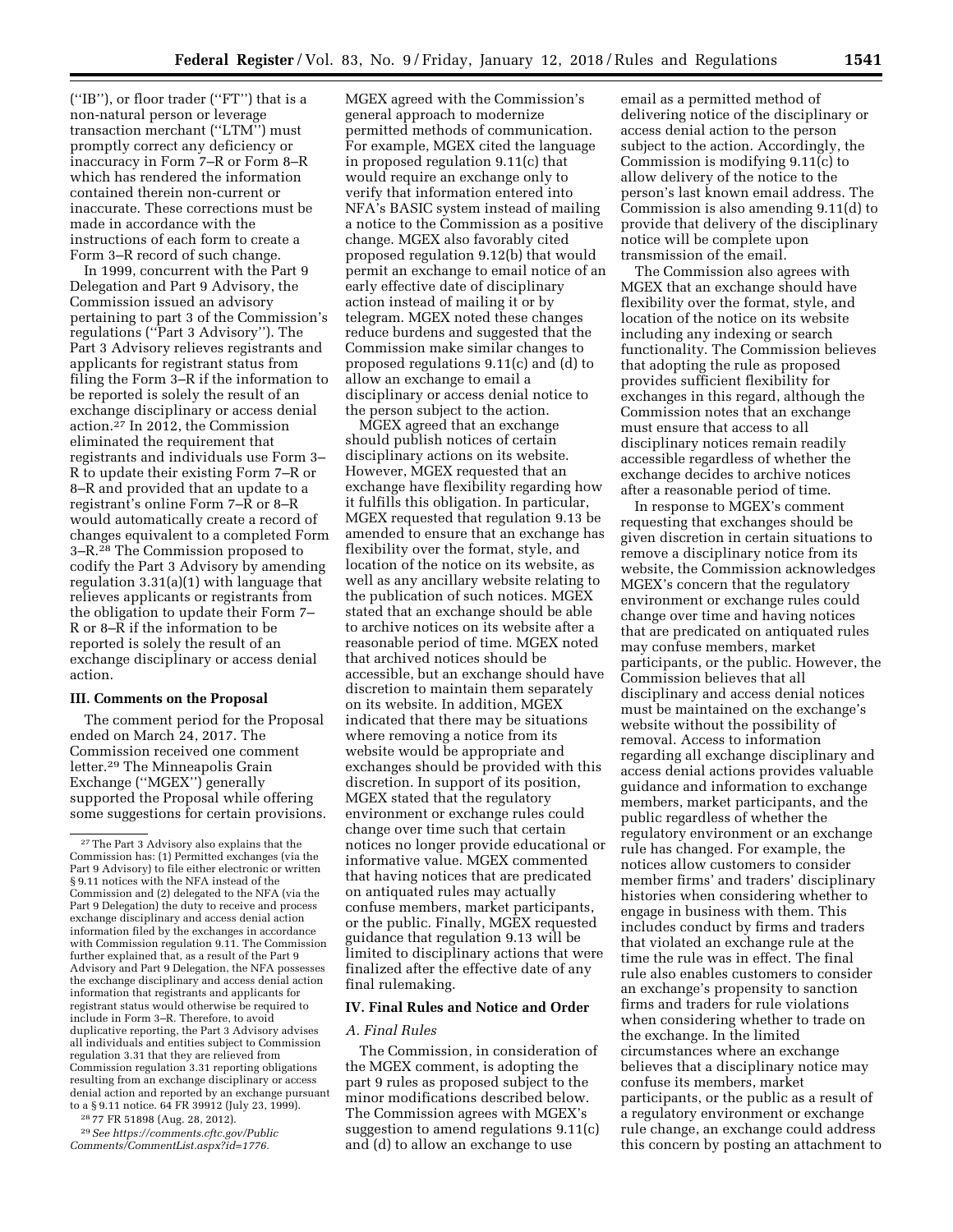(''IB''), or floor trader (''FT'') that is a non-natural person or leverage transaction merchant (''LTM'') must promptly correct any deficiency or inaccuracy in Form 7–R or Form 8–R which has rendered the information contained therein non-current or inaccurate. These corrections must be made in accordance with the instructions of each form to create a Form 3–R record of such change.

In 1999, concurrent with the Part 9 Delegation and Part 9 Advisory, the Commission issued an advisory pertaining to part 3 of the Commission's regulations (''Part 3 Advisory''). The Part 3 Advisory relieves registrants and applicants for registrant status from filing the Form 3–R if the information to be reported is solely the result of an exchange disciplinary or access denial action.[27] In 2012, the Commission eliminated the requirement that registrants and individuals use Form 3–R to update their existing Form 7–R or 8–R and provided that an update to a registrant's online Form 7–R or 8–R would automatically create a record of changes equivalent to a completed Form 3–R.[28] The Commission proposed to codify the Part 3 Advisory by amending regulation 3.31(a)(1) with language that relieves applicants or registrants from the obligation to update their Form 7–R or 8–R if the information to be reported is solely the result of an exchange disciplinary or access denial action.

## III. Comments on the Proposal

The comment period for the Proposal ended on March 24, 2017. The Commission received one comment letter.[29] The Minneapolis Grain Exchange (''MGEX'') generally supported the Proposal while offering some suggestions for certain provisions. MGEX agreed with the Commission's general approach to modernize permitted methods of communication. For example, MGEX cited the language in proposed regulation 9.11(c) that would require an exchange only to verify that information entered into NFA's BASIC system instead of mailing a notice to the Commission as a positive change. MGEX also favorably cited proposed regulation 9.12(b) that would permit an exchange to email notice of an early effective date of disciplinary action instead of mailing it or by telegram. MGEX noted these changes reduce burdens and suggested that the Commission make similar changes to proposed regulations 9.11(c) and (d) to allow an exchange to email a disciplinary or access denial notice to the person subject to the action.

MGEX agreed that an exchange should publish notices of certain disciplinary actions on its website. However, MGEX requested that an exchange have flexibility regarding how it fulfills this obligation. In particular, MGEX requested that regulation 9.13 be amended to ensure that an exchange has flexibility over the format, style, and location of the notice on its website, as well as any ancillary website relating to the publication of such notices. MGEX stated that an exchange should be able to archive notices on its website after a reasonable period of time. MGEX noted that archived notices should be accessible, but an exchange should have discretion to maintain them separately on its website. In addition, MGEX indicated that there may be situations where removing a notice from its website would be appropriate and exchanges should be provided with this discretion. In support of its position, MGEX stated that the regulatory environment or exchange rules could change over time such that certain notices no longer provide educational or informative value. MGEX commented that having notices that are predicated on antiquated rules may actually confuse members, market participants, or the public. Finally, MGEX requested guidance that regulation 9.13 will be limited to disciplinary actions that were finalized after the effective date of any final rulemaking.

## IV. Final Rules and Notice and Order

### *A. Final Rules*

The Commission, in consideration of the MGEX comment, is adopting the part 9 rules as proposed subject to the minor modifications described below. The Commission agrees with MGEX's suggestion to amend regulations 9.11(c) and (d) to allow an exchange to use email as a permitted method of delivering notice of the disciplinary or access denial action to the person subject to the action. Accordingly, the Commission is modifying 9.11(c) to allow delivery of the notice to the person's last known email address. The Commission is also amending 9.11(d) to provide that delivery of the disciplinary notice will be complete upon transmission of the email.

The Commission also agrees with MGEX that an exchange should have flexibility over the format, style, and location of the notice on its website including any indexing or search functionality. The Commission believes that adopting the rule as proposed provides sufficient flexibility for exchanges in this regard, although the Commission notes that an exchange must ensure that access to all disciplinary notices remain readily accessible regardless of whether the exchange decides to archive notices after a reasonable period of time.

In response to MGEX's comment requesting that exchanges should be given discretion in certain situations to remove a disciplinary notice from its website, the Commission acknowledges MGEX's concern that the regulatory environment or exchange rules could change over time and having notices that are predicated on antiquated rules may confuse members, market participants, or the public. However, the Commission believes that all disciplinary and access denial notices must be maintained on the exchange's website without the possibility of removal. Access to information regarding all exchange disciplinary and access denial actions provides valuable guidance and information to exchange members, market participants, and the public regardless of whether the regulatory environment or an exchange rule has changed. For example, the notices allow customers to consider member firms' and traders' disciplinary histories when considering whether to engage in business with them. This includes conduct by firms and traders that violated an exchange rule at the time the rule was in effect. The final rule also enables customers to consider an exchange's propensity to sanction firms and traders for rule violations when considering whether to trade on the exchange. In the limited circumstances where an exchange believes that a disciplinary notice may confuse its members, market participants, or the public as a result of a regulatory environment or exchange rule change, an exchange could address this concern by posting an attachment to

---

[27] The Part 3 Advisory also explains that the Commission has: (1) Permitted exchanges (via the Part 9 Advisory) to file either electronic or written § 9.11 notices with the NFA instead of the Commission and (2) delegated to the NFA (via the Part 9 Delegation) the duty to receive and process exchange disciplinary and access denial action information filed by the exchanges in accordance with Commission regulation 9.11. The Commission further explained that, as a result of the Part 9 Advisory and Part 9 Delegation, the NFA possesses the exchange disciplinary and access denial action information that registrants and applicants for registrant status would otherwise be required to include in Form 3–R. Therefore, to avoid duplicative reporting, the Part 3 Advisory advises all individuals and entities subject to Commission regulation 3.31 that they are relieved from Commission regulation 3.31 reporting obligations resulting from an exchange disciplinary or access denial action and reported by an exchange pursuant to a § 9.11 notice. 64 FR 39912 (July 23, 1999).

[28] 77 FR 51898 (Aug. 28, 2012).

[29] *See https://comments.cftc.gov/PublicComments/CommentList.aspx?id=1776.*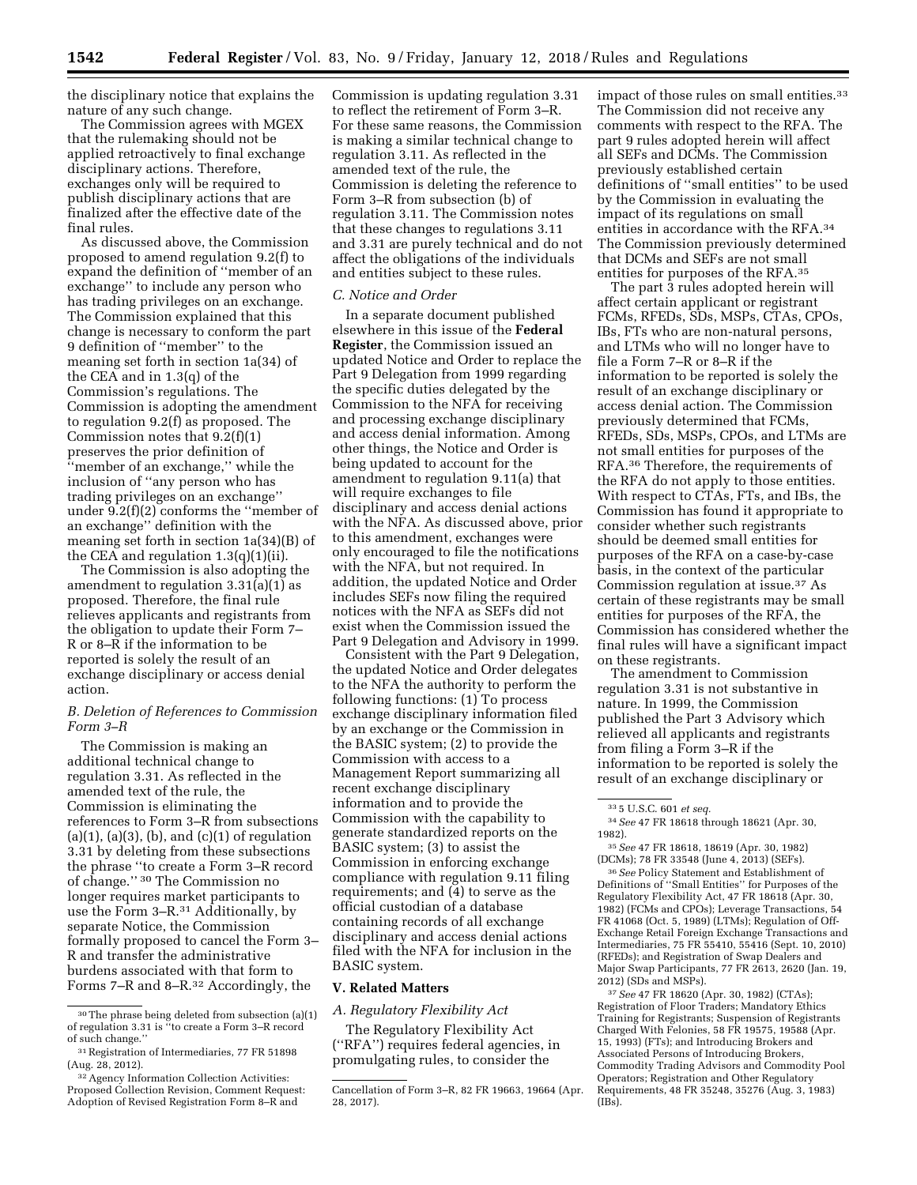the disciplinary notice that explains the nature of any such change.

The Commission agrees with MGEX that the rulemaking should not be applied retroactively to final exchange disciplinary actions. Therefore, exchanges only will be required to publish disciplinary actions that are finalized after the effective date of the final rules.

As discussed above, the Commission proposed to amend regulation 9.2(f) to expand the definition of ''member of an exchange'' to include any person who has trading privileges on an exchange. The Commission explained that this change is necessary to conform the part 9 definition of ''member'' to the meaning set forth in section 1a(34) of the CEA and in 1.3(q) of the Commission's regulations. The Commission is adopting the amendment to regulation 9.2(f) as proposed. The Commission notes that 9.2(f)(1) preserves the prior definition of ''member of an exchange,'' while the inclusion of ''any person who has trading privileges on an exchange'' under 9.2(f)(2) conforms the ''member of an exchange'' definition with the meaning set forth in section 1a(34)(B) of the CEA and regulation 1.3(q)(1)(ii).

The Commission is also adopting the amendment to regulation 3.31(a)(1) as proposed. Therefore, the final rule relieves applicants and registrants from the obligation to update their Form 7–R or 8–R if the information to be reported is solely the result of an exchange disciplinary or access denial action.

### B. Deletion of References to Commission Form 3–R

The Commission is making an additional technical change to regulation 3.31. As reflected in the amended text of the rule, the Commission is eliminating the references to Form 3–R from subsections (a)(1), (a)(3), (b), and (c)(1) of regulation 3.31 by deleting from these subsections the phrase ''to create a Form 3–R record of change.'' [30] The Commission no longer requires market participants to use the Form 3–R.[31] Additionally, by separate Notice, the Commission formally proposed to cancel the Form 3–R and transfer the administrative burdens associated with that form to Forms 7–R and 8–R.[32] Accordingly, the Commission is updating regulation 3.31 to reflect the retirement of Form 3–R. For these same reasons, the Commission is making a similar technical change to regulation 3.11. As reflected in the amended text of the rule, the Commission is deleting the reference to Form 3–R from subsection (b) of regulation 3.11. The Commission notes that these changes to regulations 3.11 and 3.31 are purely technical and do not affect the obligations of the individuals and entities subject to these rules.

### C. Notice and Order

In a separate document published elsewhere in this issue of the **Federal Register**, the Commission issued an updated Notice and Order to replace the Part 9 Delegation from 1999 regarding the specific duties delegated by the Commission to the NFA for receiving and processing exchange disciplinary and access denial information. Among other things, the Notice and Order is being updated to account for the amendment to regulation 9.11(a) that will require exchanges to file disciplinary and access denial actions with the NFA. As discussed above, prior to this amendment, exchanges were only encouraged to file the notifications with the NFA, but not required. In addition, the updated Notice and Order includes SEFs now filing the required notices with the NFA as SEFs did not exist when the Commission issued the Part 9 Delegation and Advisory in 1999.

Consistent with the Part 9 Delegation, the updated Notice and Order delegates to the NFA the authority to perform the following functions: (1) To process exchange disciplinary information filed by an exchange or the Commission in the BASIC system; (2) to provide the Commission with access to a Management Report summarizing all recent exchange disciplinary information and to provide the Commission with the capability to generate standardized reports on the BASIC system; (3) to assist the Commission in enforcing exchange compliance with regulation 9.11 filing requirements; and (4) to serve as the official custodian of a database containing records of all exchange disciplinary and access denial actions filed with the NFA for inclusion in the BASIC system.

## V. Related Matters

### A. Regulatory Flexibility Act

The Regulatory Flexibility Act (''RFA'') requires federal agencies, in promulgating rules, to consider the impact of those rules on small entities.[33] The Commission did not receive any comments with respect to the RFA. The part 9 rules adopted herein will affect all SEFs and DCMs. The Commission previously established certain definitions of ''small entities'' to be used by the Commission in evaluating the impact of its regulations on small entities in accordance with the RFA.[34] The Commission previously determined that DCMs and SEFs are not small entities for purposes of the RFA.[35]

The part 3 rules adopted herein will affect certain applicant or registrant FCMs, RFEDs, SDs, MSPs, CTAs, CPOs, IBs, FTs who are non-natural persons, and LTMs who will no longer have to file a Form 7–R or 8–R if the information to be reported is solely the result of an exchange disciplinary or access denial action. The Commission previously determined that FCMs, RFEDs, SDs, MSPs, CPOs, and LTMs are not small entities for purposes of the RFA.[36] Therefore, the requirements of the RFA do not apply to those entities. With respect to CTAs, FTs, and IBs, the Commission has found it appropriate to consider whether such registrants should be deemed small entities for purposes of the RFA on a case-by-case basis, in the context of the particular Commission regulation at issue.[37] As certain of these registrants may be small entities for purposes of the RFA, the Commission has considered whether the final rules will have a significant impact on these registrants.

The amendment to Commission regulation 3.31 is not substantive in nature. In 1999, the Commission published the Part 3 Advisory which relieved all applicants and registrants from filing a Form 3–R if the information to be reported is solely the result of an exchange disciplinary or

---

[30] The phrase being deleted from subsection (a)(1) of regulation 3.31 is ''to create a Form 3–R record of such change.''

[31] Registration of Intermediaries, 77 FR 51898 (Aug. 28, 2012).

[32] Agency Information Collection Activities: Proposed Collection Revision, Comment Request: Adoption of Revised Registration Form 8–R and Cancellation of Form 3–R, 82 FR 19663, 19664 (Apr. 28, 2017).

[33] 5 U.S.C. 601 *et seq.*

[34] *See* 47 FR 18618 through 18621 (Apr. 30, 1982).

[35] *See* 47 FR 18618, 18619 (Apr. 30, 1982) (DCMs); 78 FR 33548 (June 4, 2013) (SEFs).

[36] *See* Policy Statement and Establishment of Definitions of ''Small Entities'' for Purposes of the Regulatory Flexibility Act, 47 FR 18618 (Apr. 30, 1982) (FCMs and CPOs); Leverage Transactions, 54 FR 41068 (Oct. 5, 1989) (LTMs); Regulation of Off-Exchange Retail Foreign Exchange Transactions and Intermediaries, 75 FR 55410, 55416 (Sept. 10, 2010) (RFEDs); and Registration of Swap Dealers and Major Swap Participants, 77 FR 2613, 2620 (Jan. 19, 2012) (SDs and MSPs).

[37] *See* 47 FR 18620 (Apr. 30, 1982) (CTAs); Registration of Floor Traders; Mandatory Ethics Training for Registrants; Suspension of Registrants Charged With Felonies, 58 FR 19575, 19588 (Apr. 15, 1993) (FTs); and Introducing Brokers and Associated Persons of Introducing Brokers, Commodity Trading Advisors and Commodity Pool Operators; Registration and Other Regulatory Requirements, 48 FR 35248, 35276 (Aug. 3, 1983) (IBs).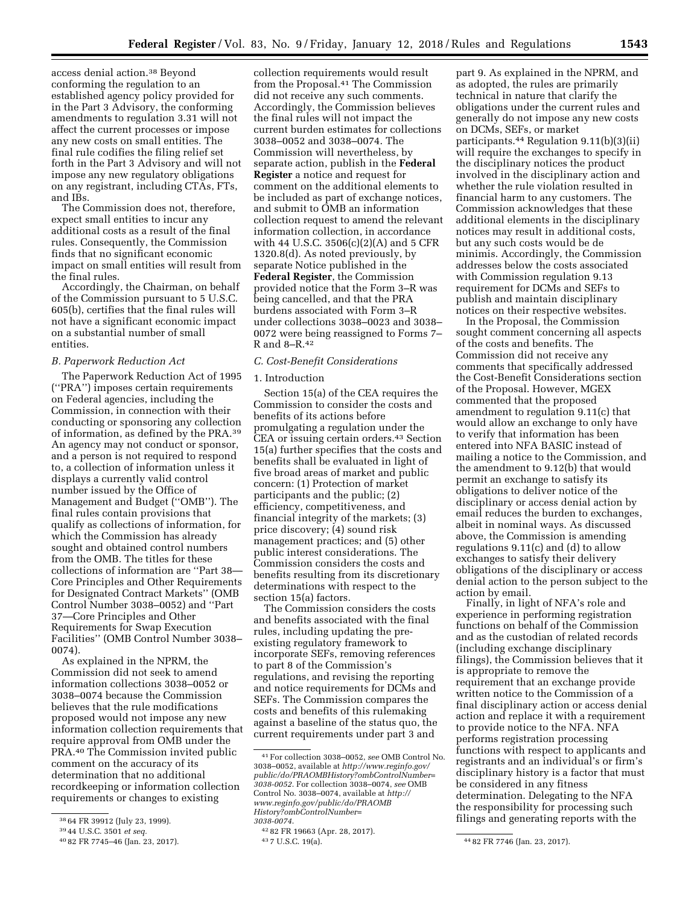access denial action.[38] Beyond conforming the regulation to an established agency policy provided for in the Part 3 Advisory, the conforming amendments to regulation 3.31 will not affect the current processes or impose any new costs on small entities. The final rule codifies the filing relief set forth in the Part 3 Advisory and will not impose any new regulatory obligations on any registrant, including CTAs, FTs, and IBs.

The Commission does not, therefore, expect small entities to incur any additional costs as a result of the final rules. Consequently, the Commission finds that no significant economic impact on small entities will result from the final rules.

Accordingly, the Chairman, on behalf of the Commission pursuant to 5 U.S.C. 605(b), certifies that the final rules will not have a significant economic impact on a substantial number of small entities.

### B. Paperwork Reduction Act

The Paperwork Reduction Act of 1995 (''PRA'') imposes certain requirements on Federal agencies, including the Commission, in connection with their conducting or sponsoring any collection of information, as defined by the PRA.[39] An agency may not conduct or sponsor, and a person is not required to respond to, a collection of information unless it displays a currently valid control number issued by the Office of Management and Budget (''OMB''). The final rules contain provisions that qualify as collections of information, for which the Commission has already sought and obtained control numbers from the OMB. The titles for these collections of information are ''Part 38—Core Principles and Other Requirements for Designated Contract Markets'' (OMB Control Number 3038–0052) and ''Part 37—Core Principles and Other Requirements for Swap Execution Facilities'' (OMB Control Number 3038–0074).

As explained in the NPRM, the Commission did not seek to amend information collections 3038–0052 or 3038–0074 because the Commission believes that the rule modifications proposed would not impose any new information collection requirements that require approval from OMB under the PRA.[40] The Commission invited public comment on the accuracy of its determination that no additional recordkeeping or information collection requirements or changes to existing collection requirements would result from the Proposal.[41] The Commission did not receive any such comments. Accordingly, the Commission believes the final rules will not impact the current burden estimates for collections 3038–0052 and 3038–0074. The Commission will nevertheless, by separate action, publish in the **Federal Register** a notice and request for comment on the additional elements to be included as part of exchange notices, and submit to OMB an information collection request to amend the relevant information collection, in accordance with 44 U.S.C. 3506(c)(2)(A) and 5 CFR 1320.8(d). As noted previously, by separate Notice published in the **Federal Register**, the Commission provided notice that the Form 3–R was being cancelled, and that the PRA burdens associated with Form 3–R under collections 3038–0023 and 3038–0072 were being reassigned to Forms 7–R and 8–R.[42]

### C. Cost-Benefit Considerations

#### 1. Introduction

Section 15(a) of the CEA requires the Commission to consider the costs and benefits of its actions before promulgating a regulation under the CEA or issuing certain orders.[43] Section 15(a) further specifies that the costs and benefits shall be evaluated in light of five broad areas of market and public concern: (1) Protection of market participants and the public; (2) efficiency, competitiveness, and financial integrity of the markets; (3) price discovery; (4) sound risk management practices; and (5) other public interest considerations. The Commission considers the costs and benefits resulting from its discretionary determinations with respect to the section 15(a) factors.

The Commission considers the costs and benefits associated with the final rules, including updating the pre-existing regulatory framework to incorporate SEFs, removing references to part 8 of the Commission's regulations, and revising the reporting and notice requirements for DCMs and SEFs. The Commission compares the costs and benefits of this rulemaking against a baseline of the status quo, the current requirements under part 3 and part 9. As explained in the NPRM, and as adopted, the rules are primarily technical in nature that clarify the obligations under the current rules and generally do not impose any new costs on DCMs, SEFs, or market participants.[44] Regulation 9.11(b)(3)(ii) will require the exchanges to specify in the disciplinary notices the product involved in the disciplinary action and whether the rule violation resulted in financial harm to any customers. The Commission acknowledges that these additional elements in the disciplinary notices may result in additional costs, but any such costs would be de minimis. Accordingly, the Commission addresses below the costs associated with Commission regulation 9.13 requirement for DCMs and SEFs to publish and maintain disciplinary notices on their respective websites.

In the Proposal, the Commission sought comment concerning all aspects of the costs and benefits. The Commission did not receive any comments that specifically addressed the Cost-Benefit Considerations section of the Proposal. However, MGEX commented that the proposed amendment to regulation 9.11(c) that would allow an exchange to only have to verify that information has been entered into NFA BASIC instead of mailing a notice to the Commission, and the amendment to 9.12(b) that would permit an exchange to satisfy its obligations to deliver notice of the disciplinary or access denial action by email reduces the burden to exchanges, albeit in nominal ways. As discussed above, the Commission is amending regulations 9.11(c) and (d) to allow exchanges to satisfy their delivery obligations of the disciplinary or access denial action to the person subject to the action by email.

Finally, in light of NFA's role and experience in performing registration functions on behalf of the Commission and as the custodian of related records (including exchange disciplinary filings), the Commission believes that it is appropriate to remove the requirement that an exchange provide written notice to the Commission of a final disciplinary action or access denial action and replace it with a requirement to provide notice to the NFA. NFA performs registration processing functions with respect to applicants and registrants and an individual's or firm's disciplinary history is a factor that must be considered in any fitness determination. Delegating to the NFA the responsibility for processing such filings and generating reports with the

---

[38] 64 FR 39912 (July 23, 1999).

[39] 44 U.S.C. 3501 *et seq.*

[40] 82 FR 7745–46 (Jan. 23, 2017).

[41] For collection 3038–0052, *see* OMB Control No. 3038–0052, available at *http://www.reginfo.gov/public/do/PRAOMBHistory?ombControlNumber=3038-0052.* For collection 3038–0074, *see* OMB Control No. 3038–0074, available at *http://www.reginfo.gov/public/do/PRAOMBHistory?ombControlNumber=3038-0074.*

[42] 82 FR 19663 (Apr. 28, 2017).

[43] 7 U.S.C. 19(a).

[44] 82 FR 7746 (Jan. 23, 2017).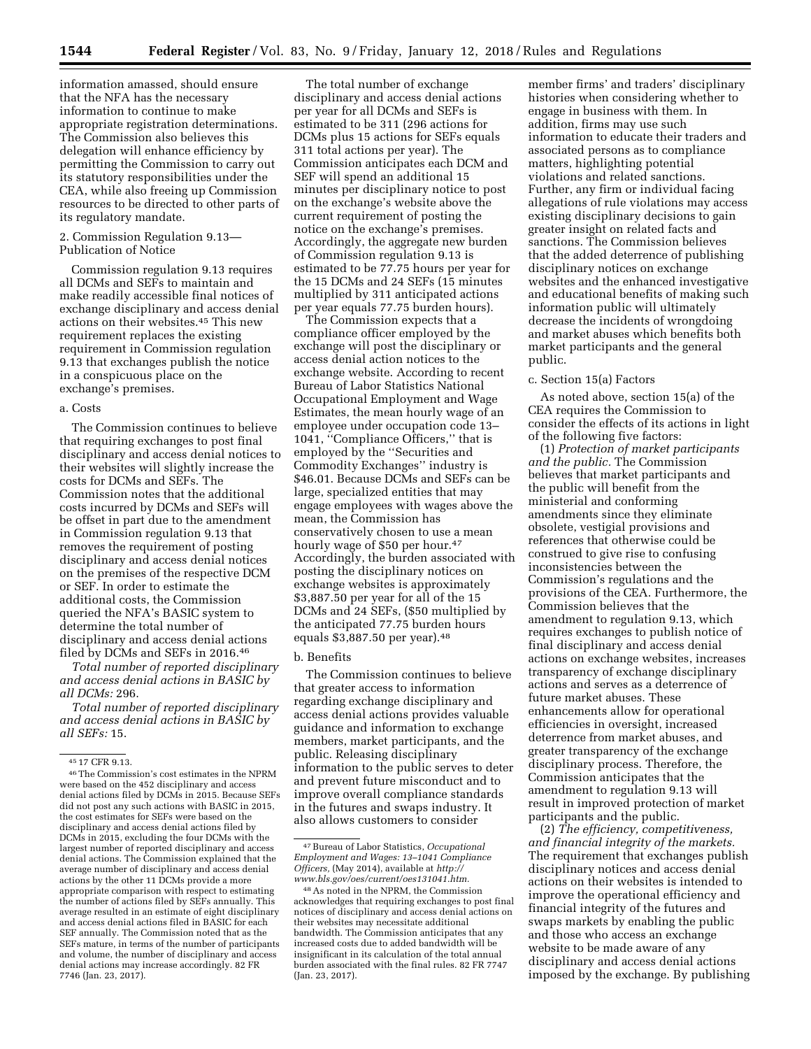information amassed, should ensure that the NFA has the necessary information to continue to make appropriate registration determinations. The Commission also believes this delegation will enhance efficiency by permitting the Commission to carry out its statutory responsibilities under the CEA, while also freeing up Commission resources to be directed to other parts of its regulatory mandate.

2. Commission Regulation 9.13—Publication of Notice

Commission regulation 9.13 requires all DCMs and SEFs to maintain and make readily accessible final notices of exchange disciplinary and access denial actions on their websites.[45] This new requirement replaces the existing requirement in Commission regulation 9.13 that exchanges publish the notice in a conspicuous place on the exchange's premises.

a. Costs

The Commission continues to believe that requiring exchanges to post final disciplinary and access denial notices to their websites will slightly increase the costs for DCMs and SEFs. The Commission notes that the additional costs incurred by DCMs and SEFs will be offset in part due to the amendment in Commission regulation 9.13 that removes the requirement of posting disciplinary and access denial notices on the premises of the respective DCM or SEF. In order to estimate the additional costs, the Commission queried the NFA's BASIC system to determine the total number of disciplinary and access denial actions filed by DCMs and SEFs in 2016.[46]

*Total number of reported disciplinary and access denial actions in BASIC by all DCMs:* 296.

*Total number of reported disciplinary and access denial actions in BASIC by all SEFs:* 15.

The total number of exchange disciplinary and access denial actions per year for all DCMs and SEFs is estimated to be 311 (296 actions for DCMs plus 15 actions for SEFs equals 311 total actions per year). The Commission anticipates each DCM and SEF will spend an additional 15 minutes per disciplinary notice to post on the exchange's website above the current requirement of posting the notice on the exchange's premises. Accordingly, the aggregate new burden of Commission regulation 9.13 is estimated to be 77.75 hours per year for the 15 DCMs and 24 SEFs (15 minutes multiplied by 311 anticipated actions per year equals 77.75 burden hours).

The Commission expects that a compliance officer employed by the exchange will post the disciplinary or access denial action notices to the exchange website. According to recent Bureau of Labor Statistics National Occupational Employment and Wage Estimates, the mean hourly wage of an employee under occupation code 13–1041, "Compliance Officers," that is employed by the "Securities and Commodity Exchanges" industry is \$46.01. Because DCMs and SEFs can be large, specialized entities that may engage employees with wages above the mean, the Commission has conservatively chosen to use a mean hourly wage of \$50 per hour.[47] Accordingly, the burden associated with posting the disciplinary notices on exchange websites is approximately \$3,887.50 per year for all of the 15 DCMs and 24 SEFs, (\$50 multiplied by the anticipated 77.75 burden hours equals \$3,887.50 per year).[48]

b. Benefits

The Commission continues to believe that greater access to information regarding exchange disciplinary and access denial actions provides valuable guidance and information to exchange members, market participants, and the public. Releasing disciplinary information to the public serves to deter and prevent future misconduct and to improve overall compliance standards in the futures and swaps industry. It also allows customers to consider member firms' and traders' disciplinary histories when considering whether to engage in business with them. In addition, firms may use such information to educate their traders and associated persons as to compliance matters, highlighting potential violations and related sanctions. Further, any firm or individual facing allegations of rule violations may access existing disciplinary decisions to gain greater insight on related facts and sanctions. The Commission believes that the added deterrence of publishing disciplinary notices on exchange websites and the enhanced investigative and educational benefits of making such information public will ultimately decrease the incidents of wrongdoing and market abuses which benefits both market participants and the general public.

c. Section 15(a) Factors

As noted above, section 15(a) of the CEA requires the Commission to consider the effects of its actions in light of the following five factors:

(1) *Protection of market participants and the public.* The Commission believes that market participants and the public will benefit from the ministerial and conforming amendments since they eliminate obsolete, vestigial provisions and references that otherwise could be construed to give rise to confusing inconsistencies between the Commission's regulations and the provisions of the CEA. Furthermore, the Commission believes that the amendment to regulation 9.13, which requires exchanges to publish notice of final disciplinary and access denial actions on exchange websites, increases transparency of exchange disciplinary actions and serves as a deterrence of future market abuses. These enhancements allow for operational efficiencies in oversight, increased deterrence from market abuses, and greater transparency of the exchange disciplinary process. Therefore, the Commission anticipates that the amendment to regulation 9.13 will result in improved protection of market participants and the public.

(2) *The efficiency, competitiveness, and financial integrity of the markets.* The requirement that exchanges publish disciplinary notices and access denial actions on their websites is intended to improve the operational efficiency and financial integrity of the futures and swaps markets by enabling the public and those who access an exchange website to be made aware of any disciplinary and access denial actions imposed by the exchange. By publishing

---

[45] 17 CFR 9.13.

[46] The Commission's cost estimates in the NPRM were based on the 452 disciplinary and access denial actions filed by DCMs in 2015. Because SEFs did not post any such actions with BASIC in 2015, the cost estimates for SEFs were based on the disciplinary and access denial actions filed by DCMs in 2015, excluding the four DCMs with the largest number of reported disciplinary and access denial actions. The Commission explained that the average number of disciplinary and access denial actions by the other 11 DCMs provide a more appropriate comparison with respect to estimating the number of actions filed by SEFs annually. This average resulted in an estimate of eight disciplinary and access denial actions filed in BASIC for each SEF annually. The Commission noted that as the SEFs mature, in terms of the number of participants and volume, the number of disciplinary and access denial actions may increase accordingly. 82 FR 7746 (Jan. 23, 2017).

[47] Bureau of Labor Statistics, *Occupational Employment and Wages: 13–1041 Compliance Officers,* (May 2014), available at *http://www.bls.gov/oes/current/oes131041.htm.*

[48] As noted in the NPRM, the Commission acknowledges that requiring exchanges to post final notices of disciplinary and access denial actions on their websites may necessitate additional bandwidth. The Commission anticipates that any increased costs due to added bandwidth will be insignificant in its calculation of the total annual burden associated with the final rules. 82 FR 7747 (Jan. 23, 2017).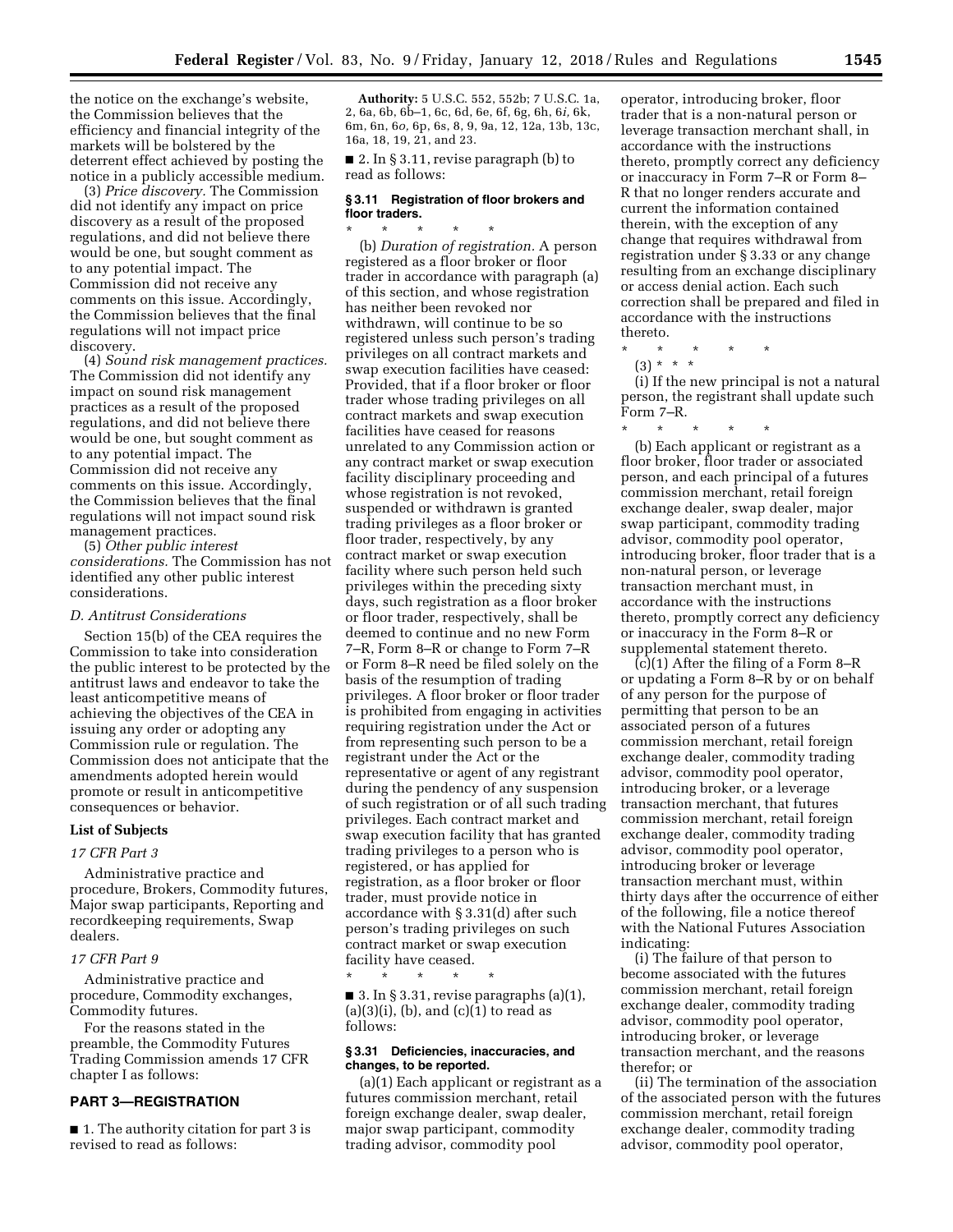the notice on the exchange's website, the Commission believes that the efficiency and financial integrity of the markets will be bolstered by the deterrent effect achieved by posting the notice in a publicly accessible medium.

(3) *Price discovery.* The Commission did not identify any impact on price discovery as a result of the proposed regulations, and did not believe there would be one, but sought comment as to any potential impact. The Commission did not receive any comments on this issue. Accordingly, the Commission believes that the final regulations will not impact price discovery.

(4) *Sound risk management practices.* The Commission did not identify any impact on sound risk management practices as a result of the proposed regulations, and did not believe there would be one, but sought comment as to any potential impact. The Commission did not receive any comments on this issue. Accordingly, the Commission believes that the final regulations will not impact sound risk management practices.

(5) *Other public interest considerations.* The Commission has not identified any other public interest considerations.

### *D. Antitrust Considerations*

Section 15(b) of the CEA requires the Commission to take into consideration the public interest to be protected by the antitrust laws and endeavor to take the least anticompetitive means of achieving the objectives of the CEA in issuing any order or adopting any Commission rule or regulation. The Commission does not anticipate that the amendments adopted herein would promote or result in anticompetitive consequences or behavior.

## List of Subjects

### *17 CFR Part 3*

Administrative practice and procedure, Brokers, Commodity futures, Major swap participants, Reporting and recordkeeping requirements, Swap dealers.

### *17 CFR Part 9*

Administrative practice and procedure, Commodity exchanges, Commodity futures.

For the reasons stated in the preamble, the Commodity Futures Trading Commission amends 17 CFR chapter I as follows:

## PART 3—REGISTRATION

■ 1. The authority citation for part 3 is revised to read as follows:

**Authority:** 5 U.S.C. 552, 552b; 7 U.S.C. 1a, 2, 6a, 6b, 6b–1, 6c, 6d, 6e, 6f, 6g, 6h, 6*i*, 6k, 6m, 6n, 6*o*, 6p, 6s, 8, 9, 9a, 12, 12a, 13b, 13c, 16a, 18, 19, 21, and 23.

■ 2. In § 3.11, revise paragraph (b) to read as follows:

### § 3.11 Registration of floor brokers and floor traders.

\* \* \* \* \*

(b) *Duration of registration.* A person registered as a floor broker or floor trader in accordance with paragraph (a) of this section, and whose registration has neither been revoked nor withdrawn, will continue to be so registered unless such person's trading privileges on all contract markets and swap execution facilities have ceased: Provided, that if a floor broker or floor trader whose trading privileges on all contract markets and swap execution facilities have ceased for reasons unrelated to any Commission action or any contract market or swap execution facility disciplinary proceeding and whose registration is not revoked, suspended or withdrawn is granted trading privileges as a floor broker or floor trader, respectively, by any contract market or swap execution facility where such person held such privileges within the preceding sixty days, such registration as a floor broker or floor trader, respectively, shall be deemed to continue and no new Form 7–R, Form 8–R or change to Form 7–R or Form 8–R need be filed solely on the basis of the resumption of trading privileges. A floor broker or floor trader is prohibited from engaging in activities requiring registration under the Act or from representing such person to be a registrant under the Act or the representative or agent of any registrant during the pendency of any suspension of such registration or of all such trading privileges. Each contract market and swap execution facility that has granted trading privileges to a person who is registered, or has applied for registration, as a floor broker or floor trader, must provide notice in accordance with § 3.31(d) after such person's trading privileges on such contract market or swap execution facility have ceased.

\* \* \* \* \*

■ 3. In § 3.31, revise paragraphs (a)(1), (a)(3)(i), (b), and (c)(1) to read as follows:

### § 3.31 Deficiencies, inaccuracies, and changes, to be reported.

(a)(1) Each applicant or registrant as a futures commission merchant, retail foreign exchange dealer, swap dealer, major swap participant, commodity trading advisor, commodity pool operator, introducing broker, floor trader that is a non-natural person or leverage transaction merchant shall, in accordance with the instructions thereto, promptly correct any deficiency or inaccuracy in Form 7–R or Form 8–R that no longer renders accurate and current the information contained therein, with the exception of any change that requires withdrawal from registration under § 3.33 or any change resulting from an exchange disciplinary or access denial action. Each such correction shall be prepared and filed in accordance with the instructions thereto.

\* \* \* \* \*

(3) \* \* \*

(i) If the new principal is not a natural person, the registrant shall update such Form 7–R.

\* \* \* \* \*

(b) Each applicant or registrant as a floor broker, floor trader or associated person, and each principal of a futures commission merchant, retail foreign exchange dealer, swap dealer, major swap participant, commodity trading advisor, commodity pool operator, introducing broker, floor trader that is a non-natural person, or leverage transaction merchant must, in accordance with the instructions thereto, promptly correct any deficiency or inaccuracy in the Form 8–R or supplemental statement thereto.

(c)(1) After the filing of a Form 8–R or updating a Form 8–R by or on behalf of any person for the purpose of permitting that person to be an associated person of a futures commission merchant, retail foreign exchange dealer, commodity trading advisor, commodity pool operator, introducing broker, or a leverage transaction merchant, that futures commission merchant, retail foreign exchange dealer, commodity trading advisor, commodity pool operator, introducing broker or leverage transaction merchant must, within thirty days after the occurrence of either of the following, file a notice thereof with the National Futures Association indicating:

(i) The failure of that person to become associated with the futures commission merchant, retail foreign exchange dealer, commodity trading advisor, commodity pool operator, introducing broker, or leverage transaction merchant, and the reasons therefor; or

(ii) The termination of the association of the associated person with the futures commission merchant, retail foreign exchange dealer, commodity trading advisor, commodity pool operator,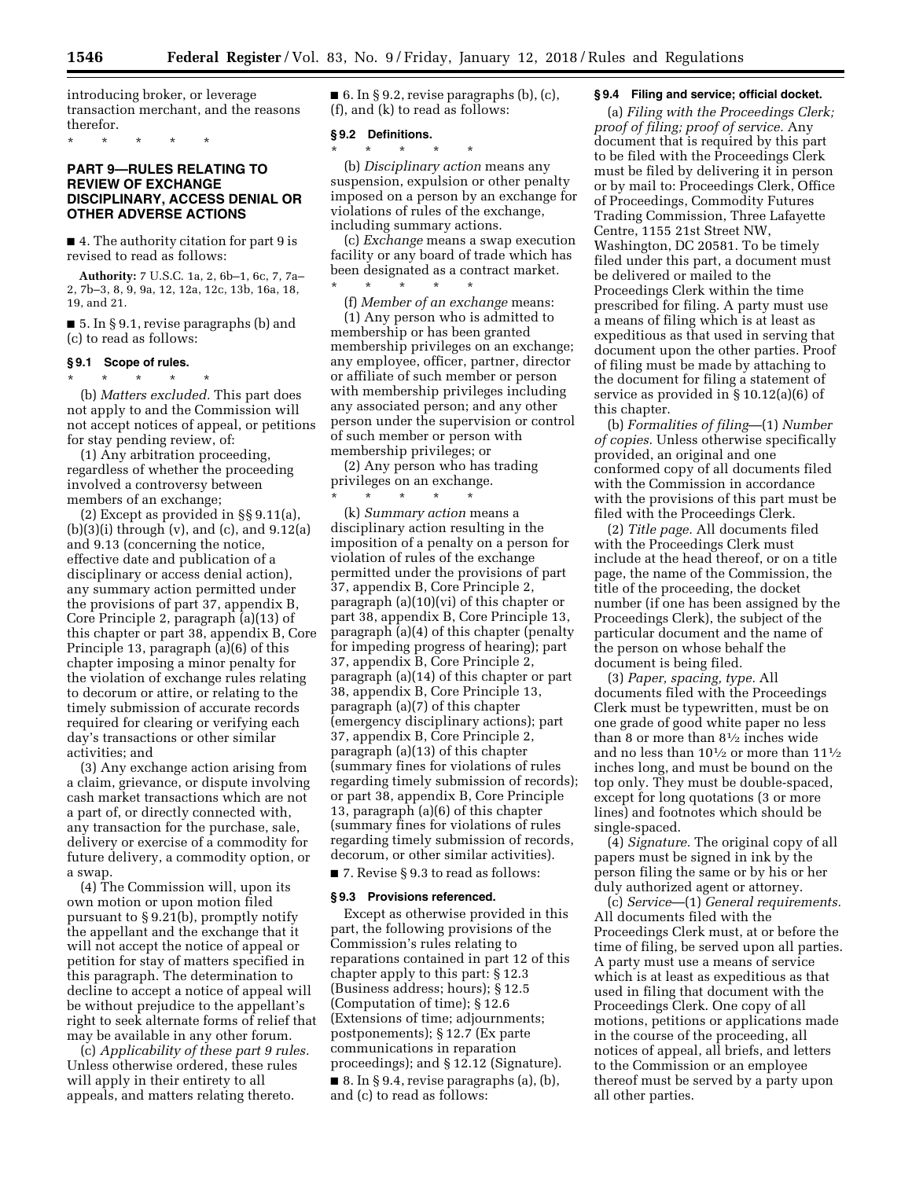introducing broker, or leverage transaction merchant, and the reasons therefor.

\* \* \* \* \*

## PART 9—RULES RELATING TO REVIEW OF EXCHANGE DISCIPLINARY, ACCESS DENIAL OR OTHER ADVERSE ACTIONS

■ 4. The authority citation for part 9 is revised to read as follows:

**Authority:** 7 U.S.C. 1a, 2, 6b–1, 6c, 7, 7a–2, 7b–3, 8, 9, 9a, 12, 12a, 12c, 13b, 16a, 18, 19, and 21.

■ 5. In § 9.1, revise paragraphs (b) and (c) to read as follows:

### § 9.1 Scope of rules.

\* \* \* \* \*

(b) *Matters excluded.* This part does not apply to and the Commission will not accept notices of appeal, or petitions for stay pending review, of:

(1) Any arbitration proceeding, regardless of whether the proceeding involved a controversy between members of an exchange;

(2) Except as provided in §§ 9.11(a), (b)(3)(i) through (v), and (c), and 9.12(a) and 9.13 (concerning the notice, effective date and publication of a disciplinary or access denial action), any summary action permitted under the provisions of part 37, appendix B, Core Principle 2, paragraph (a)(13) of this chapter or part 38, appendix B, Core Principle 13, paragraph (a)(6) of this chapter imposing a minor penalty for the violation of exchange rules relating to decorum or attire, or relating to the timely submission of accurate records required for clearing or verifying each day's transactions or other similar activities; and

(3) Any exchange action arising from a claim, grievance, or dispute involving cash market transactions which are not a part of, or directly connected with, any transaction for the purchase, sale, delivery or exercise of a commodity for future delivery, a commodity option, or a swap.

(4) The Commission will, upon its own motion or upon motion filed pursuant to § 9.21(b), promptly notify the appellant and the exchange that it will not accept the notice of appeal or petition for stay of matters specified in this paragraph. The determination to decline to accept a notice of appeal will be without prejudice to the appellant's right to seek alternate forms of relief that may be available in any other forum.

(c) *Applicability of these part 9 rules.* Unless otherwise ordered, these rules will apply in their entirety to all appeals, and matters relating thereto.

■ 6. In § 9.2, revise paragraphs (b), (c), (f), and (k) to read as follows:

### § 9.2 Definitions.

\* \* \* \* \*

(b) *Disciplinary action* means any suspension, expulsion or other penalty imposed on a person by an exchange for violations of rules of the exchange, including summary actions.

(c) *Exchange* means a swap execution facility or any board of trade which has been designated as a contract market.

\* \* \* \* \*

(f) *Member of an exchange* means:

(1) Any person who is admitted to membership or has been granted membership privileges on an exchange; any employee, officer, partner, director or affiliate of such member or person with membership privileges including any associated person; and any other person under the supervision or control of such member or person with membership privileges; or

(2) Any person who has trading privileges on an exchange.

\* \* \* \* \*

(k) *Summary action* means a disciplinary action resulting in the imposition of a penalty on a person for violation of rules of the exchange permitted under the provisions of part 37, appendix B, Core Principle 2, paragraph (a)(10)(vi) of this chapter or part 38, appendix B, Core Principle 13, paragraph (a)(4) of this chapter (penalty for impeding progress of hearing); part 37, appendix B, Core Principle 2, paragraph (a)(14) of this chapter or part 38, appendix B, Core Principle 13, paragraph (a)(7) of this chapter (emergency disciplinary actions); part 37, appendix B, Core Principle 2, paragraph (a)(13) of this chapter (summary fines for violations of rules regarding timely submission of records); or part 38, appendix B, Core Principle 13, paragraph (a)(6) of this chapter (summary fines for violations of rules regarding timely submission of records, decorum, or other similar activities).

■ 7. Revise § 9.3 to read as follows:

### § 9.3 Provisions referenced.

Except as otherwise provided in this part, the following provisions of the Commission's rules relating to reparations contained in part 12 of this chapter apply to this part: § 12.3 (Business address; hours); § 12.5 (Computation of time); § 12.6 (Extensions of time; adjournments; postponements); § 12.7 (Ex parte communications in reparation proceedings); and § 12.12 (Signature).

■ 8. In § 9.4, revise paragraphs (a), (b), and (c) to read as follows:

### § 9.4 Filing and service; official docket.

(a) *Filing with the Proceedings Clerk; proof of filing; proof of service.* Any document that is required by this part to be filed with the Proceedings Clerk must be filed by delivering it in person or by mail to: Proceedings Clerk, Office of Proceedings, Commodity Futures Trading Commission, Three Lafayette Centre, 1155 21st Street NW, Washington, DC 20581. To be timely filed under this part, a document must be delivered or mailed to the Proceedings Clerk within the time prescribed for filing. A party must use a means of filing which is at least as expeditious as that used in serving that document upon the other parties. Proof of filing must be made by attaching to the document for filing a statement of service as provided in § 10.12(a)(6) of this chapter.

(b) *Formalities of filing*—(1) *Number of copies.* Unless otherwise specifically provided, an original and one conformed copy of all documents filed with the Commission in accordance with the provisions of this part must be filed with the Proceedings Clerk.

(2) *Title page.* All documents filed with the Proceedings Clerk must include at the head thereof, or on a title page, the name of the Commission, the title of the proceeding, the docket number (if one has been assigned by the Proceedings Clerk), the subject of the particular document and the name of the person on whose behalf the document is being filed.

(3) *Paper, spacing, type.* All documents filed with the Proceedings Clerk must be typewritten, must be on one grade of good white paper no less than 8 or more than 8½ inches wide and no less than 10½ or more than 11½ inches long, and must be bound on the top only. They must be double-spaced, except for long quotations (3 or more lines) and footnotes which should be single-spaced.

(4) *Signature.* The original copy of all papers must be signed in ink by the person filing the same or by his or her duly authorized agent or attorney.

(c) *Service*—(1) *General requirements.* All documents filed with the Proceedings Clerk must, at or before the time of filing, be served upon all parties. A party must use a means of service which is at least as expeditious as that used in filing that document with the Proceedings Clerk. One copy of all motions, petitions or applications made in the course of the proceeding, all notices of appeal, all briefs, and letters to the Commission or an employee thereof must be served by a party upon all other parties.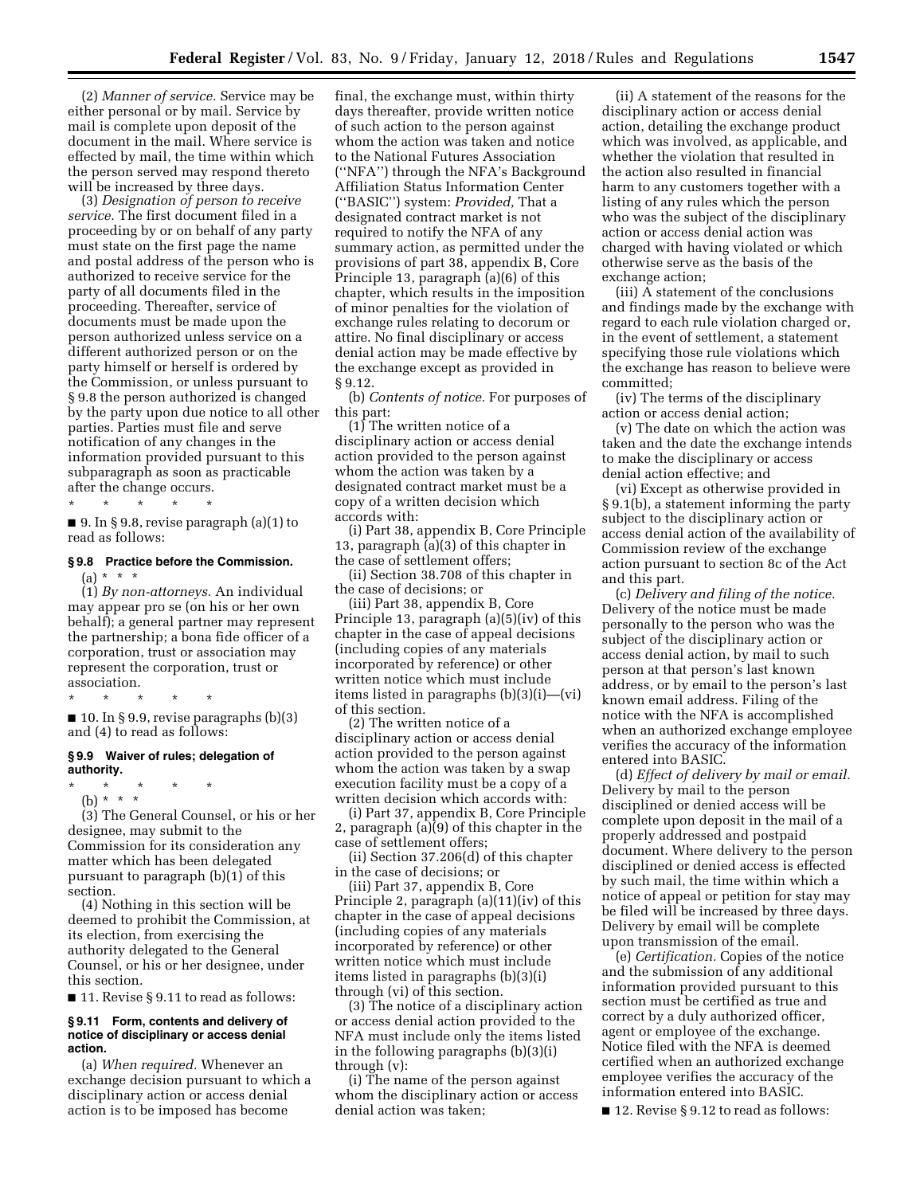(2) *Manner of service.* Service may be either personal or by mail. Service by mail is complete upon deposit of the document in the mail. Where service is effected by mail, the time within which the person served may respond thereto will be increased by three days.

(3) *Designation of person to receive service.* The first document filed in a proceeding by or on behalf of any party must state on the first page the name and postal address of the person who is authorized to receive service for the party of all documents filed in the proceeding. Thereafter, service of documents must be made upon the person authorized unless service on a different authorized person or on the party himself or herself is ordered by the Commission, or unless pursuant to § 9.8 the person authorized is changed by the party upon due notice to all other parties. Parties must file and serve notification of any changes in the information provided pursuant to this subparagraph as soon as practicable after the change occurs.

\* \* \* \* \*

■ 9. In § 9.8, revise paragraph (a)(1) to read as follows:

**§ 9.8 Practice before the Commission.**

(a) \* \* \*

(1) *By non-attorneys.* An individual may appear pro se (on his or her own behalf); a general partner may represent the partnership; a bona fide officer of a corporation, trust or association may represent the corporation, trust or association.

\* \* \* \* \*

■ 10. In § 9.9, revise paragraphs (b)(3) and (4) to read as follows:

**§ 9.9 Waiver of rules; delegation of authority.**

\* \* \* \* \*

(b) \* \* \*

(3) The General Counsel, or his or her designee, may submit to the Commission for its consideration any matter which has been delegated pursuant to paragraph (b)(1) of this section.

(4) Nothing in this section will be deemed to prohibit the Commission, at its election, from exercising the authority delegated to the General Counsel, or his or her designee, under this section.

■ 11. Revise § 9.11 to read as follows:

**§ 9.11 Form, contents and delivery of notice of disciplinary or access denial action.**

(a) *When required.* Whenever an exchange decision pursuant to which a disciplinary action or access denial action is to be imposed has become final, the exchange must, within thirty days thereafter, provide written notice of such action to the person against whom the action was taken and notice to the National Futures Association (''NFA'') through the NFA's Background Affiliation Status Information Center (''BASIC'') system: *Provided,* That a designated contract market is not required to notify the NFA of any summary action, as permitted under the provisions of part 38, appendix B, Core Principle 13, paragraph (a)(6) of this chapter, which results in the imposition of minor penalties for the violation of exchange rules relating to decorum or attire. No final disciplinary or access denial action may be made effective by the exchange except as provided in § 9.12.

(b) *Contents of notice.* For purposes of this part:

(1) The written notice of a disciplinary action or access denial action provided to the person against whom the action was taken by a designated contract market must be a copy of a written decision which accords with:

(i) Part 38, appendix B, Core Principle 13, paragraph (a)(3) of this chapter in the case of settlement offers;

(ii) Section 38.708 of this chapter in the case of decisions; or

(iii) Part 38, appendix B, Core Principle 13, paragraph (a)(5)(iv) of this chapter in the case of appeal decisions (including copies of any materials incorporated by reference) or other written notice which must include items listed in paragraphs (b)(3)(i)—(vi) of this section.

(2) The written notice of a disciplinary action or access denial action provided to the person against whom the action was taken by a swap execution facility must be a copy of a written decision which accords with:

(i) Part 37, appendix B, Core Principle 2, paragraph (a)(9) of this chapter in the case of settlement offers;

(ii) Section 37.206(d) of this chapter in the case of decisions; or

(iii) Part 37, appendix B, Core Principle 2, paragraph (a)(11)(iv) of this chapter in the case of appeal decisions (including copies of any materials incorporated by reference) or other written notice which must include items listed in paragraphs (b)(3)(i) through (vi) of this section.

(3) The notice of a disciplinary action or access denial action provided to the NFA must include only the items listed in the following paragraphs (b)(3)(i) through (v):

(i) The name of the person against whom the disciplinary action or access denial action was taken;

(ii) A statement of the reasons for the disciplinary action or access denial action, detailing the exchange product which was involved, as applicable, and whether the violation that resulted in the action also resulted in financial harm to any customers together with a listing of any rules which the person who was the subject of the disciplinary action or access denial action was charged with having violated or which otherwise serve as the basis of the exchange action;

(iii) A statement of the conclusions and findings made by the exchange with regard to each rule violation charged or, in the event of settlement, a statement specifying those rule violations which the exchange has reason to believe were committed;

(iv) The terms of the disciplinary action or access denial action;

(v) The date on which the action was taken and the date the exchange intends to make the disciplinary or access denial action effective; and

(vi) Except as otherwise provided in § 9.1(b), a statement informing the party subject to the disciplinary action or access denial action of the availability of Commission review of the exchange action pursuant to section 8c of the Act and this part.

(c) *Delivery and filing of the notice.* Delivery of the notice must be made personally to the person who was the subject of the disciplinary action or access denial action, by mail to such person at that person's last known address, or by email to the person's last known email address. Filing of the notice with the NFA is accomplished when an authorized exchange employee verifies the accuracy of the information entered into BASIC.

(d) *Effect of delivery by mail or email.* Delivery by mail to the person disciplined or denied access will be complete upon deposit in the mail of a properly addressed and postpaid document. Where delivery to the person disciplined or denied access is effected by such mail, the time within which a notice of appeal or petition for stay may be filed will be increased by three days. Delivery by email will be complete upon transmission of the email.

(e) *Certification.* Copies of the notice and the submission of any additional information provided pursuant to this section must be certified as true and correct by a duly authorized officer, agent or employee of the exchange. Notice filed with the NFA is deemed certified when an authorized exchange employee verifies the accuracy of the information entered into BASIC.

■ 12. Revise § 9.12 to read as follows: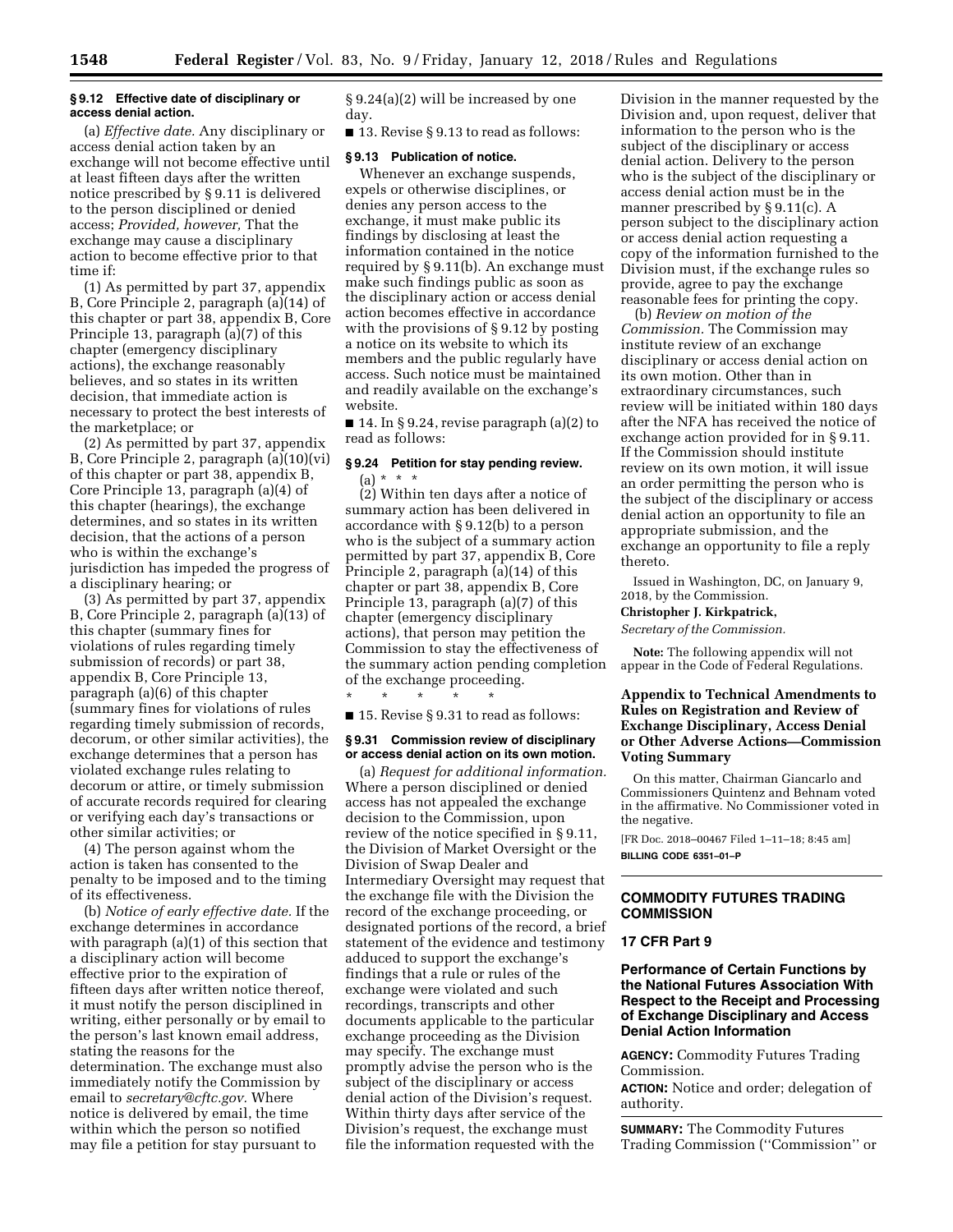**§ 9.12 Effective date of disciplinary or access denial action.**

(a) *Effective date.* Any disciplinary or access denial action taken by an exchange will not become effective until at least fifteen days after the written notice prescribed by § 9.11 is delivered to the person disciplined or denied access; *Provided, however,* That the exchange may cause a disciplinary action to become effective prior to that time if:

(1) As permitted by part 37, appendix B, Core Principle 2, paragraph (a)(14) of this chapter or part 38, appendix B, Core Principle 13, paragraph (a)(7) of this chapter (emergency disciplinary actions), the exchange reasonably believes, and so states in its written decision, that immediate action is necessary to protect the best interests of the marketplace; or

(2) As permitted by part 37, appendix B, Core Principle 2, paragraph (a)(10)(vi) of this chapter or part 38, appendix B, Core Principle 13, paragraph (a)(4) of this chapter (hearings), the exchange determines, and so states in its written decision, that the actions of a person who is within the exchange's jurisdiction has impeded the progress of a disciplinary hearing; or

(3) As permitted by part 37, appendix B, Core Principle 2, paragraph (a)(13) of this chapter (summary fines for violations of rules regarding timely submission of records) or part 38, appendix B, Core Principle 13, paragraph (a)(6) of this chapter (summary fines for violations of rules regarding timely submission of records, decorum, or other similar activities), the exchange determines that a person has violated exchange rules relating to decorum or attire, or timely submission of accurate records required for clearing or verifying each day's transactions or other similar activities; or

(4) The person against whom the action is taken has consented to the penalty to be imposed and to the timing of its effectiveness.

(b) *Notice of early effective date.* If the exchange determines in accordance with paragraph (a)(1) of this section that a disciplinary action will become effective prior to the expiration of fifteen days after written notice thereof, it must notify the person disciplined in writing, either personally or by email to the person's last known email address, stating the reasons for the determination. The exchange must also immediately notify the Commission by email to *secretary@cftc.gov.* Where notice is delivered by email, the time within which the person so notified may file a petition for stay pursuant to § 9.24(a)(2) will be increased by one day.

■ 13. Revise § 9.13 to read as follows:

**§ 9.13 Publication of notice.**

Whenever an exchange suspends, expels or otherwise disciplines, or denies any person access to the exchange, it must make public its findings by disclosing at least the information contained in the notice required by § 9.11(b). An exchange must make such findings public as soon as the disciplinary action or access denial action becomes effective in accordance with the provisions of § 9.12 by posting a notice on its website to which its members and the public regularly have access. Such notice must be maintained and readily available on the exchange's website.

■ 14. In § 9.24, revise paragraph (a)(2) to read as follows:

**§ 9.24 Petition for stay pending review.**

(a) * * *

(2) Within ten days after a notice of summary action has been delivered in accordance with § 9.12(b) to a person who is the subject of a summary action permitted by part 37, appendix B, Core Principle 2, paragraph (a)(14) of this chapter or part 38, appendix B, Core Principle 13, paragraph (a)(7) of this chapter (emergency disciplinary actions), that person may petition the Commission to stay the effectiveness of the summary action pending completion of the exchange proceeding.

\* \* \* \* \*

■ 15. Revise § 9.31 to read as follows:

**§ 9.31 Commission review of disciplinary or access denial action on its own motion.**

(a) *Request for additional information.* Where a person disciplined or denied access has not appealed the exchange decision to the Commission, upon review of the notice specified in § 9.11, the Division of Market Oversight or the Division of Swap Dealer and Intermediary Oversight may request that the exchange file with the Division the record of the exchange proceeding, or designated portions of the record, a brief statement of the evidence and testimony adduced to support the exchange's findings that a rule or rules of the exchange were violated and such recordings, transcripts and other documents applicable to the particular exchange proceeding as the Division may specify. The exchange must promptly advise the person who is the subject of the disciplinary or access denial action of the Division's request. Within thirty days after service of the Division's request, the exchange must file the information requested with the Division in the manner requested by the Division and, upon request, deliver that information to the person who is the subject of the disciplinary or access denial action. Delivery to the person who is the subject of the disciplinary or access denial action must be in the manner prescribed by § 9.11(c). A person subject to the disciplinary action or access denial action requesting a copy of the information furnished to the Division must, if the exchange rules so provide, agree to pay the exchange reasonable fees for printing the copy.

(b) *Review on motion of the Commission.* The Commission may institute review of an exchange disciplinary or access denial action on its own motion. Other than in extraordinary circumstances, such review will be initiated within 180 days after the NFA has received the notice of exchange action provided for in § 9.11. If the Commission should institute review on its own motion, it will issue an order permitting the person who is the subject of the disciplinary or access denial action an opportunity to file an appropriate submission, and the exchange an opportunity to file a reply thereto.

Issued in Washington, DC, on January 9, 2018, by the Commission.

**Christopher J. Kirkpatrick,**

*Secretary of the Commission.*

**Note:** The following appendix will not appear in the Code of Federal Regulations.

## Appendix to Technical Amendments to Rules on Registration and Review of Exchange Disciplinary, Access Denial or Other Adverse Actions—Commission Voting Summary

On this matter, Chairman Giancarlo and Commissioners Quintenz and Behnam voted in the affirmative. No Commissioner voted in the negative.

[FR Doc. 2018–00467 Filed 1–11–18; 8:45 am]

**BILLING CODE 6351–01–P**

---

## COMMODITY FUTURES TRADING COMMISSION

## 17 CFR Part 9

## Performance of Certain Functions by the National Futures Association With Respect to the Receipt and Processing of Exchange Disciplinary and Access Denial Action Information

**AGENCY:** Commodity Futures Trading Commission.

**ACTION:** Notice and order; delegation of authority.

**SUMMARY:** The Commodity Futures Trading Commission (''Commission'' or